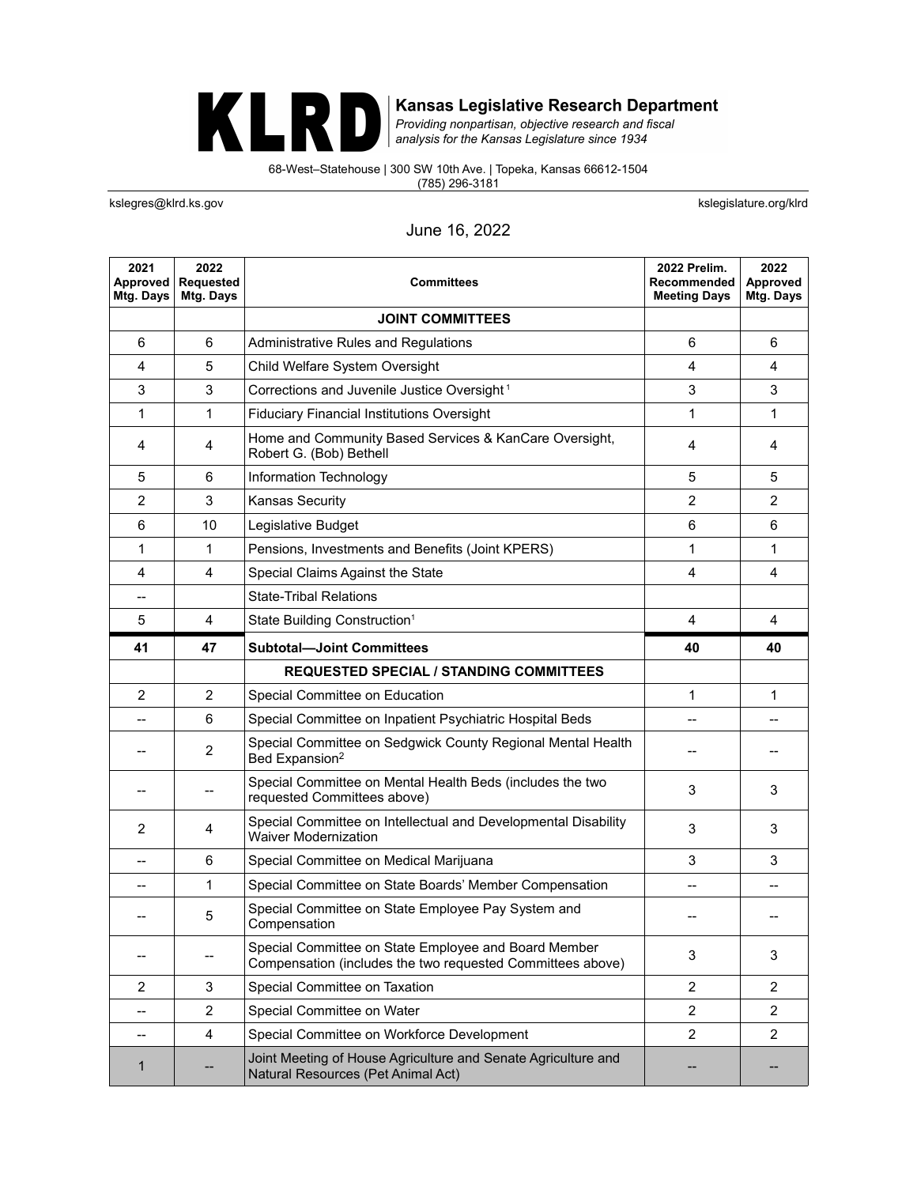# KLRD

**Kansas Legislative Research Department**

*Providing nonpartisan, objective research and fiscal analysis for the Kansas Legislature since 1934*

68-West–Statehouse | 300 SW 10th Ave. | Topeka, Kansas 66612-1504
(785) 296-3181

kslegres@klrd.ks.gov | kslegislature.org/klrd

June 16, 2022

| 2021 Approved Mtg. Days | 2022 Requested Mtg. Days | Committees | 2022 Prelim. Recommended Meeting Days | 2022 Approved Mtg. Days |
|---|---|---|---|---|
| | | **JOINT COMMITTEES** | | |
| 6 | 6 | Administrative Rules and Regulations | 6 | 6 |
| 4 | 5 | Child Welfare System Oversight | 4 | 4 |
| 3 | 3 | Corrections and Juvenile Justice Oversight [1] | 3 | 3 |
| 1 | 1 | Fiduciary Financial Institutions Oversight | 1 | 1 |
| 4 | 4 | Home and Community Based Services & KanCare Oversight, Robert G. (Bob) Bethell | 4 | 4 |
| 5 | 6 | Information Technology | 5 | 5 |
| 2 | 3 | Kansas Security | 2 | 2 |
| 6 | 10 | Legislative Budget | 6 | 6 |
| 1 | 1 | Pensions, Investments and Benefits (Joint KPERS) | 1 | 1 |
| 4 | 4 | Special Claims Against the State | 4 | 4 |
| -- | | State-Tribal Relations | | |
| 5 | 4 | State Building Construction[1] | 4 | 4 |
| **41** | **47** | **Subtotal—Joint Committees** | **40** | **40** |
| | | **REQUESTED SPECIAL / STANDING COMMITTEES** | | |
| 2 | 2 | Special Committee on Education | 1 | 1 |
| -- | 6 | Special Committee on Inpatient Psychiatric Hospital Beds | -- | -- |
| -- | 2 | Special Committee on Sedgwick County Regional Mental Health Bed Expansion[2] | -- | -- |
| -- | -- | Special Committee on Mental Health Beds (includes the two requested Committees above) | 3 | 3 |
| 2 | 4 | Special Committee on Intellectual and Developmental Disability Waiver Modernization | 3 | 3 |
| -- | 6 | Special Committee on Medical Marijuana | 3 | 3 |
| -- | 1 | Special Committee on State Boards' Member Compensation | -- | -- |
| -- | 5 | Special Committee on State Employee Pay System and Compensation | -- | -- |
| -- | -- | Special Committee on State Employee and Board Member Compensation (includes the two requested Committees above) | 3 | 3 |
| 2 | 3 | Special Committee on Taxation | 2 | 2 |
| -- | 2 | Special Committee on Water | 2 | 2 |
| -- | 4 | Special Committee on Workforce Development | 2 | 2 |
| 1 | -- | Joint Meeting of House Agriculture and Senate Agriculture and Natural Resources (Pet Animal Act) | -- | -- |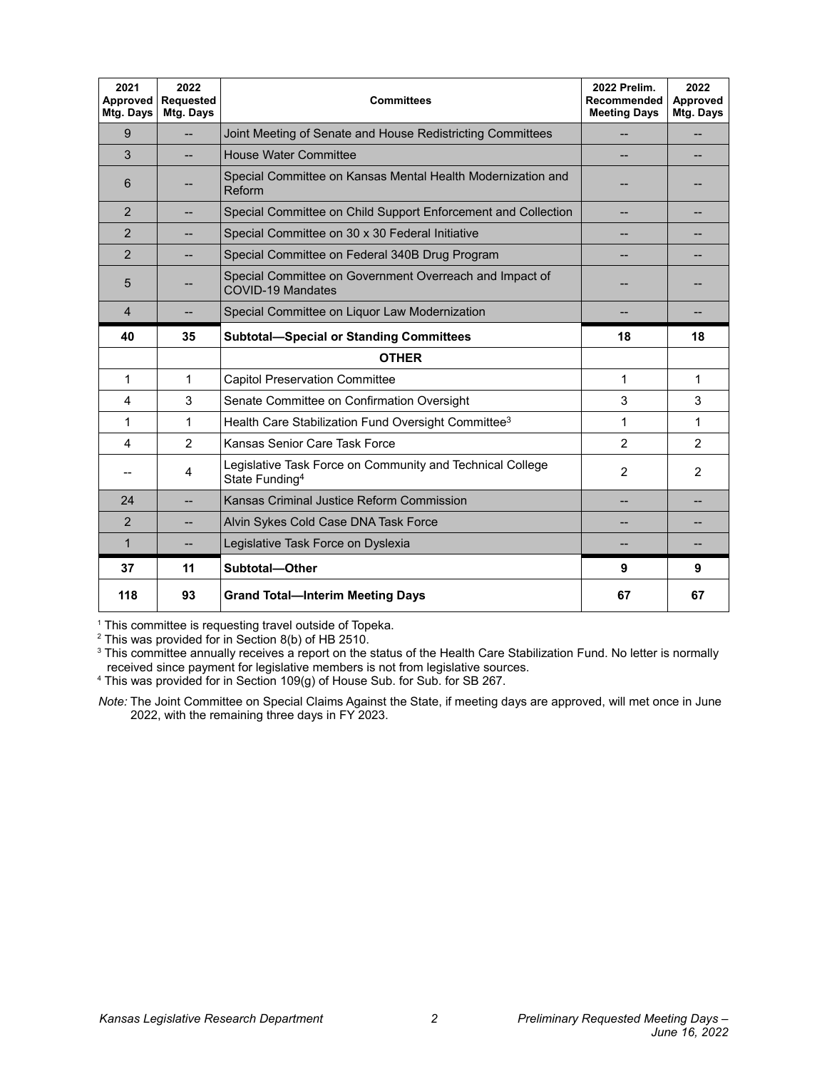| 2021 Approved Mtg. Days | 2022 Requested Mtg. Days | Committees | 2022 Prelim. Recommended Meeting Days | 2022 Approved Mtg. Days |
|---|---|---|---|---|
| 9 | -- | Joint Meeting of Senate and House Redistricting Committees | -- | -- |
| 3 | -- | House Water Committee | -- | -- |
| 6 | -- | Special Committee on Kansas Mental Health Modernization and Reform | -- | -- |
| 2 | -- | Special Committee on Child Support Enforcement and Collection | -- | -- |
| 2 | -- | Special Committee on 30 x 30 Federal Initiative | -- | -- |
| 2 | -- | Special Committee on Federal 340B Drug Program | -- | -- |
| 5 | -- | Special Committee on Government Overreach and Impact of COVID-19 Mandates | -- | -- |
| 4 | -- | Special Committee on Liquor Law Modernization | -- | -- |
| **40** | **35** | **Subtotal—Special or Standing Committees** | **18** | **18** |
| | | **OTHER** | | |
| 1 | 1 | Capitol Preservation Committee | 1 | 1 |
| 4 | 3 | Senate Committee on Confirmation Oversight | 3 | 3 |
| 1 | 1 | Health Care Stabilization Fund Oversight Committee[3] | 1 | 1 |
| 4 | 2 | Kansas Senior Care Task Force | 2 | 2 |
| -- | 4 | Legislative Task Force on Community and Technical College State Funding[4] | 2 | 2 |
| 24 | -- | Kansas Criminal Justice Reform Commission | -- | -- |
| 2 | -- | Alvin Sykes Cold Case DNA Task Force | -- | -- |
| 1 | -- | Legislative Task Force on Dyslexia | -- | -- |
| **37** | **11** | **Subtotal—Other** | **9** | **9** |
| **118** | **93** | **Grand Total—Interim Meeting Days** | **67** | **67** |

[1] This committee is requesting travel outside of Topeka.

[2] This was provided for in Section 8(b) of HB 2510.

[3] This committee annually receives a report on the status of the Health Care Stabilization Fund. No letter is normally received since payment for legislative members is not from legislative sources.

[4] This was provided for in Section 109(g) of House Sub. for Sub. for SB 267.

*Note:* The Joint Committee on Special Claims Against the State, if meeting days are approved, will met once in June 2022, with the remaining three days in FY 2023.